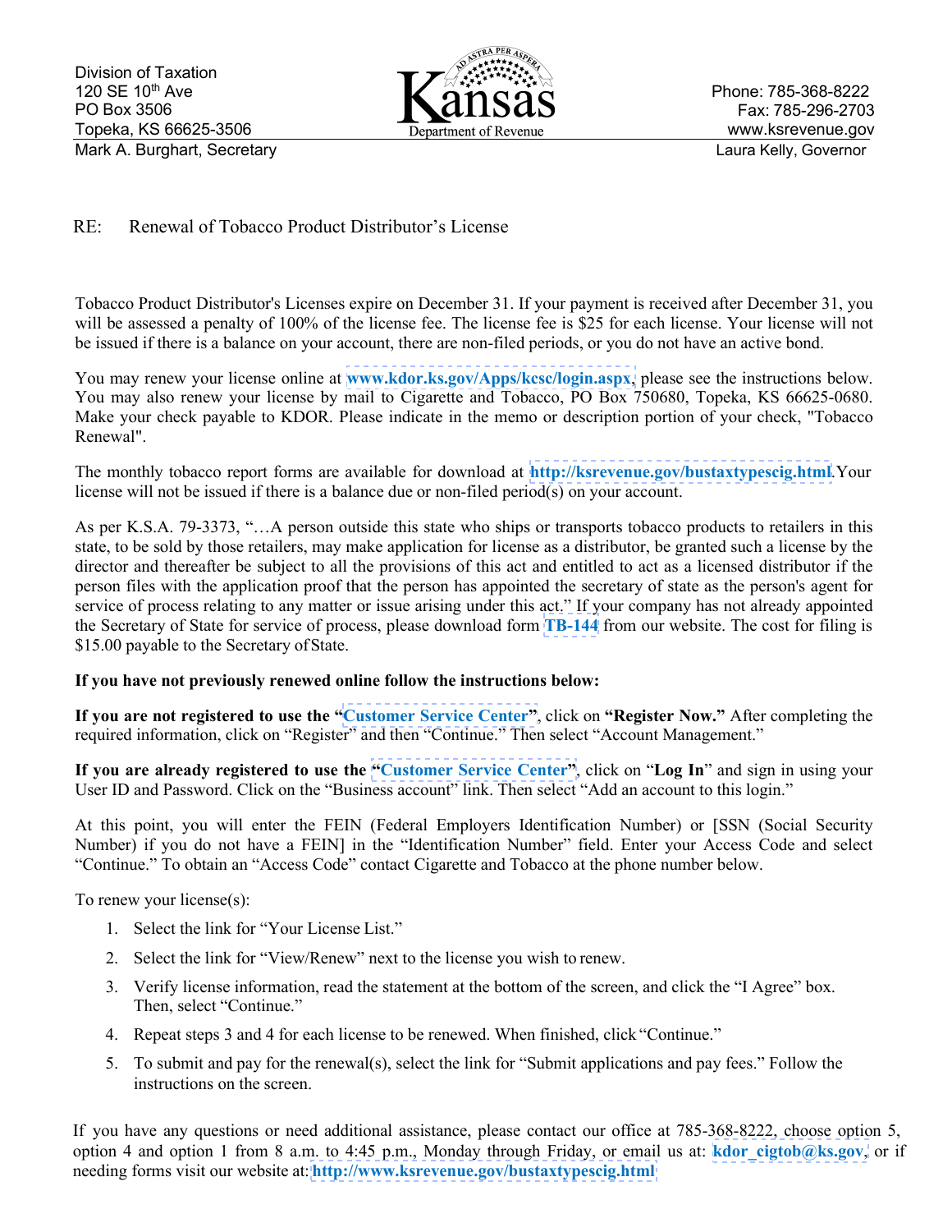Division of Taxation
120 SE 10th Ave
PO Box 3506
Topeka, KS 66625-3506
Mark A. Burghart, Secretary

Kansas
Department of Revenue

Phone: 785-368-8222
Fax: 785-296-2703
www.ksrevenue.gov
Laura Kelly, Governor

RE: Renewal of Tobacco Product Distributor's License

Tobacco Product Distributor's Licenses expire on December 31. If your payment is received after December 31, you will be assessed a penalty of 100% of the license fee. The license fee is $25 for each license. Your license will not be issued if there is a balance on your account, there are non-filed periods, or you do not have an active bond.

You may renew your license online at **www.kdor.ks.gov/Apps/kcsc/login.aspx**, please see the instructions below. You may also renew your license by mail to Cigarette and Tobacco, PO Box 750680, Topeka, KS 66625-0680. Make your check payable to KDOR. Please indicate in the memo or description portion of your check, "Tobacco Renewal".

The monthly tobacco report forms are available for download at **http://ksrevenue.gov/bustaxtypescig.html**.Your license will not be issued if there is a balance due or non-filed period(s) on your account.

As per K.S.A. 79-3373, "…A person outside this state who ships or transports tobacco products to retailers in this state, to be sold by those retailers, may make application for license as a distributor, be granted such a license by the director and thereafter be subject to all the provisions of this act and entitled to act as a licensed distributor if the person files with the application proof that the person has appointed the secretary of state as the person's agent for service of process relating to any matter or issue arising under this act." If your company has not already appointed the Secretary of State for service of process, please download form **TB-144** from our website. The cost for filing is $15.00 payable to the Secretary of State.

**If you have not previously renewed online follow the instructions below:**

**If you are not registered to use the "Customer Service Center"**, click on **"Register Now."** After completing the required information, click on "Register" and then "Continue." Then select "Account Management."

**If you are already registered to use the "Customer Service Center"**, click on "**Log In**" and sign in using your User ID and Password. Click on the "Business account" link. Then select "Add an account to this login."

At this point, you will enter the FEIN (Federal Employers Identification Number) or [SSN (Social Security Number) if you do not have a FEIN] in the "Identification Number" field. Enter your Access Code and select "Continue." To obtain an "Access Code" contact Cigarette and Tobacco at the phone number below.

To renew your license(s):

1. Select the link for "Your License List."
2. Select the link for "View/Renew" next to the license you wish to renew.
3. Verify license information, read the statement at the bottom of the screen, and click the "I Agree" box. Then, select "Continue."
4. Repeat steps 3 and 4 for each license to be renewed. When finished, click "Continue."
5. To submit and pay for the renewal(s), select the link for "Submit applications and pay fees." Follow the instructions on the screen.

If you have any questions or need additional assistance, please contact our office at 785-368-8222, choose option 5, option 4 and option 1 from 8 a.m. to 4:45 p.m., Monday through Friday, or email us at: **kdor_cigtob@ks.gov**, or if needing forms visit our website at: **http://www.ksrevenue.gov/bustaxtypescig.html**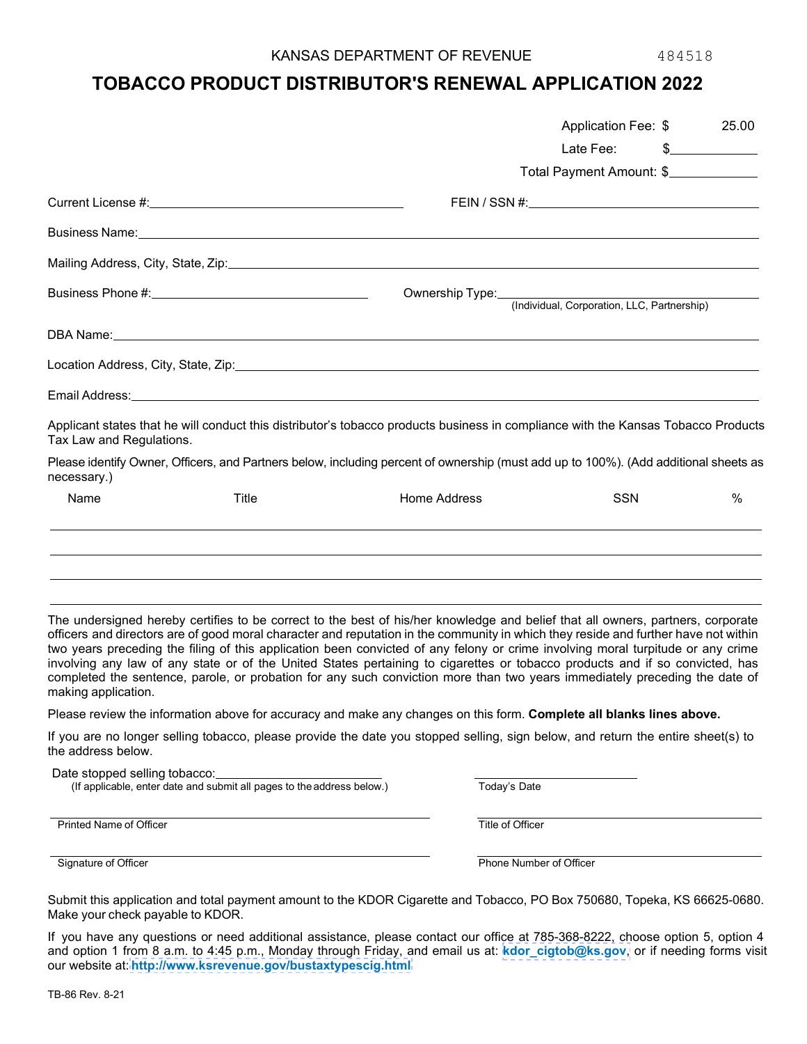KANSAS DEPARTMENT OF REVENUE 484518

# TOBACCO PRODUCT DISTRIBUTOR'S RENEWAL APPLICATION 2022

Application Fee: $ 25.00

Late Fee: $\_\_\_\_\_\_\_\_\_\_

Total Payment Amount: $\_\_\_\_\_\_\_\_\_\_

Current License #: \_\_\_\_\_\_\_\_\_\_\_\_\_\_\_\_\_\_\_\_ FEIN / SSN #: \_\_\_\_\_\_\_\_\_\_\_\_\_\_\_\_\_\_\_\_

Business Name: \_\_\_\_\_\_\_\_\_\_\_\_\_\_\_\_\_\_\_\_\_\_\_\_\_\_\_\_\_\_\_\_\_\_\_\_\_\_\_\_

Mailing Address, City, State, Zip: \_\_\_\_\_\_\_\_\_\_\_\_\_\_\_\_\_\_\_\_\_\_\_\_\_\_\_\_\_\_\_\_\_\_\_\_\_\_\_\_

Business Phone #: \_\_\_\_\_\_\_\_\_\_\_\_\_\_\_\_\_\_\_\_ Ownership Type: \_\_\_\_\_\_\_\_\_\_\_\_\_\_\_\_\_\_\_\_
(Individual, Corporation, LLC, Partnership)

DBA Name: \_\_\_\_\_\_\_\_\_\_\_\_\_\_\_\_\_\_\_\_\_\_\_\_\_\_\_\_\_\_\_\_\_\_\_\_\_\_\_\_

Location Address, City, State, Zip: \_\_\_\_\_\_\_\_\_\_\_\_\_\_\_\_\_\_\_\_\_\_\_\_\_\_\_\_\_\_\_\_\_\_\_\_\_\_\_\_

Email Address: \_\_\_\_\_\_\_\_\_\_\_\_\_\_\_\_\_\_\_\_\_\_\_\_\_\_\_\_\_\_\_\_\_\_\_\_\_\_\_\_

Applicant states that he will conduct this distributor's tobacco products business in compliance with the Kansas Tobacco Products Tax Law and Regulations.

Please identify Owner, Officers, and Partners below, including percent of ownership (must add up to 100%). (Add additional sheets as necessary.)

| Name | Title | Home Address | SSN | % |
|---|---|---|---|---|
| | | | | |
| | | | | |
| | | | | |
| | | | | |

The undersigned hereby certifies to be correct to the best of his/her knowledge and belief that all owners, partners, corporate officers and directors are of good moral character and reputation in the community in which they reside and further have not within two years preceding the filing of this application been convicted of any felony or crime involving moral turpitude or any crime involving any law of any state or of the United States pertaining to cigarettes or tobacco products and if so convicted, has completed the sentence, parole, or probation for any such conviction more than two years immediately preceding the date of making application.

Please review the information above for accuracy and make any changes on this form. **Complete all blanks lines above.**

If you are no longer selling tobacco, please provide the date you stopped selling, sign below, and return the entire sheet(s) to the address below.

Date stopped selling tobacco: \_\_\_\_\_\_\_\_\_\_\_\_\_\_\_\_\_\_\_\_
(If applicable, enter date and submit all pages to the address below.)

\_\_\_\_\_\_\_\_\_\_\_\_\_\_\_\_\_\_\_\_
Today's Date

\_\_\_\_\_\_\_\_\_\_\_\_\_\_\_\_\_\_\_\_
Printed Name of Officer

\_\_\_\_\_\_\_\_\_\_\_\_\_\_\_\_\_\_\_\_
Title of Officer

\_\_\_\_\_\_\_\_\_\_\_\_\_\_\_\_\_\_\_\_
Signature of Officer

\_\_\_\_\_\_\_\_\_\_\_\_\_\_\_\_\_\_\_\_
Phone Number of Officer

Submit this application and total payment amount to the KDOR Cigarette and Tobacco, PO Box 750680, Topeka, KS 66625-0680. Make your check payable to KDOR.

If you have any questions or need additional assistance, please contact our office at 785-368-8222, choose option 5, option 4 and option 1 from 8 a.m. to 4:45 p.m., Monday through Friday, and email us at: **kdor_cigtob@ks.gov**, or if needing forms visit our website at: **http://www.ksrevenue.gov/bustaxtypescig.html**

TB-86 Rev. 8-21